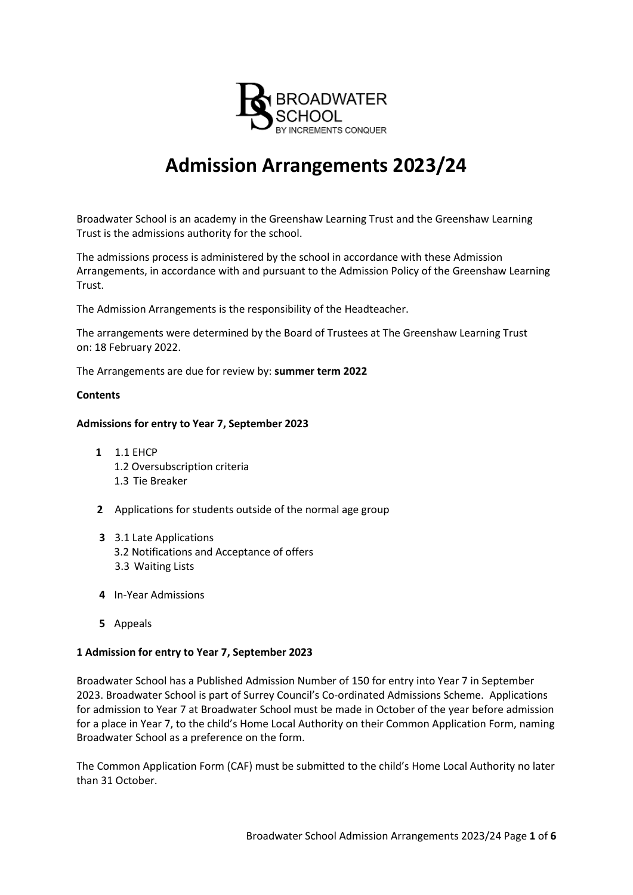BROADWATER SCHOOL
BY INCREMENTS CONQUER

# Admission Arrangements 2023/24

Broadwater School is an academy in the Greenshaw Learning Trust and the Greenshaw Learning Trust is the admissions authority for the school.

The admissions process is administered by the school in accordance with these Admission Arrangements, in accordance with and pursuant to the Admission Policy of the Greenshaw Learning Trust.

The Admission Arrangements is the responsibility of the Headteacher.

The arrangements were determined by the Board of Trustees at The Greenshaw Learning Trust on: 18 February 2022.

The Arrangements are due for review by: **summer term 2022**

**Contents**

**Admissions for entry to Year 7, September 2023**

- **1** 1.1 EHCP
  1.2 Oversubscription criteria
  1.3 Tie Breaker
- **2** Applications for students outside of the normal age group
- **3** 3.1 Late Applications
  3.2 Notifications and Acceptance of offers
  3.3 Waiting Lists
- **4** In-Year Admissions
- **5** Appeals

## 1 Admission for entry to Year 7, September 2023

Broadwater School has a Published Admission Number of 150 for entry into Year 7 in September 2023. Broadwater School is part of Surrey Council's Co-ordinated Admissions Scheme. Applications for admission to Year 7 at Broadwater School must be made in October of the year before admission for a place in Year 7, to the child's Home Local Authority on their Common Application Form, naming Broadwater School as a preference on the form.

The Common Application Form (CAF) must be submitted to the child's Home Local Authority no later than 31 October.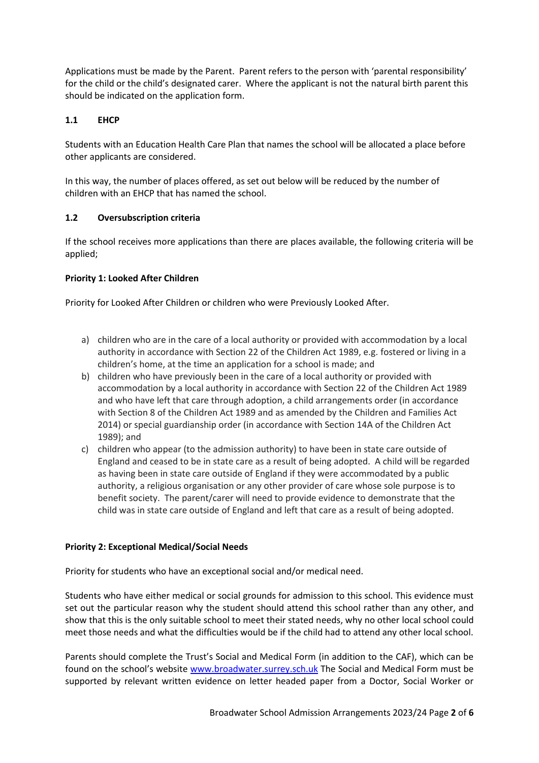Applications must be made by the Parent. Parent refers to the person with 'parental responsibility' for the child or the child's designated carer. Where the applicant is not the natural birth parent this should be indicated on the application form.

### 1.1 EHCP

Students with an Education Health Care Plan that names the school will be allocated a place before other applicants are considered.

In this way, the number of places offered, as set out below will be reduced by the number of children with an EHCP that has named the school.

### 1.2 Oversubscription criteria

If the school receives more applications than there are places available, the following criteria will be applied;

**Priority 1: Looked After Children**

Priority for Looked After Children or children who were Previously Looked After.

a) children who are in the care of a local authority or provided with accommodation by a local authority in accordance with Section 22 of the Children Act 1989, e.g. fostered or living in a children's home, at the time an application for a school is made; and
b) children who have previously been in the care of a local authority or provided with accommodation by a local authority in accordance with Section 22 of the Children Act 1989 and who have left that care through adoption, a child arrangements order (in accordance with Section 8 of the Children Act 1989 and as amended by the Children and Families Act 2014) or special guardianship order (in accordance with Section 14A of the Children Act 1989); and
c) children who appear (to the admission authority) to have been in state care outside of England and ceased to be in state care as a result of being adopted. A child will be regarded as having been in state care outside of England if they were accommodated by a public authority, a religious organisation or any other provider of care whose sole purpose is to benefit society. The parent/carer will need to provide evidence to demonstrate that the child was in state care outside of England and left that care as a result of being adopted.

**Priority 2: Exceptional Medical/Social Needs**

Priority for students who have an exceptional social and/or medical need.

Students who have either medical or social grounds for admission to this school. This evidence must set out the particular reason why the student should attend this school rather than any other, and show that this is the only suitable school to meet their stated needs, why no other local school could meet those needs and what the difficulties would be if the child had to attend any other local school.

Parents should complete the Trust's Social and Medical Form (in addition to the CAF), which can be found on the school's website [www.broadwater.surrey.sch.uk](www.broadwater.surrey.sch.uk) The Social and Medical Form must be supported by relevant written evidence on letter headed paper from a Doctor, Social Worker or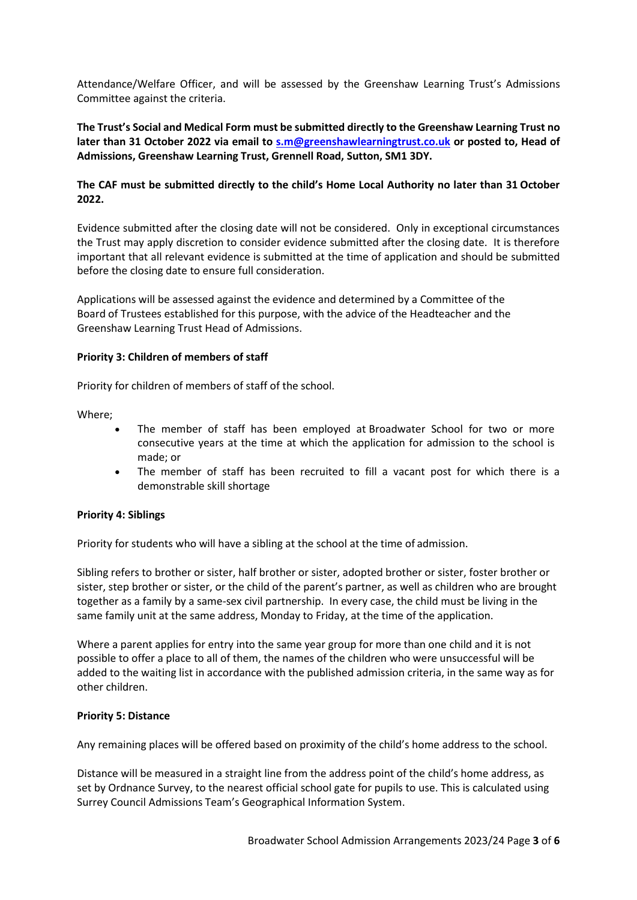Attendance/Welfare Officer, and will be assessed by the Greenshaw Learning Trust's Admissions Committee against the criteria.

**The Trust's Social and Medical Form must be submitted directly to the Greenshaw Learning Trust no later than 31 October 2022 via email to [s.m@greenshawlearningtrust.co.uk](mailto:s.m@greenshawlearningtrust.co.uk) or posted to, Head of Admissions, Greenshaw Learning Trust, Grennell Road, Sutton, SM1 3DY.**

**The CAF must be submitted directly to the child's Home Local Authority no later than 31 October 2022.**

Evidence submitted after the closing date will not be considered. Only in exceptional circumstances the Trust may apply discretion to consider evidence submitted after the closing date. It is therefore important that all relevant evidence is submitted at the time of application and should be submitted before the closing date to ensure full consideration.

Applications will be assessed against the evidence and determined by a Committee of the Board of Trustees established for this purpose, with the advice of the Headteacher and the Greenshaw Learning Trust Head of Admissions.

**Priority 3: Children of members of staff**

Priority for children of members of staff of the school.

Where;

- The member of staff has been employed at Broadwater School for two or more consecutive years at the time at which the application for admission to the school is made; or
- The member of staff has been recruited to fill a vacant post for which there is a demonstrable skill shortage

**Priority 4: Siblings**

Priority for students who will have a sibling at the school at the time of admission.

Sibling refers to brother or sister, half brother or sister, adopted brother or sister, foster brother or sister, step brother or sister, or the child of the parent's partner, as well as children who are brought together as a family by a same-sex civil partnership. In every case, the child must be living in the same family unit at the same address, Monday to Friday, at the time of the application.

Where a parent applies for entry into the same year group for more than one child and it is not possible to offer a place to all of them, the names of the children who were unsuccessful will be added to the waiting list in accordance with the published admission criteria, in the same way as for other children.

**Priority 5: Distance**

Any remaining places will be offered based on proximity of the child's home address to the school.

Distance will be measured in a straight line from the address point of the child's home address, as set by Ordnance Survey, to the nearest official school gate for pupils to use. This is calculated using Surrey Council Admissions Team's Geographical Information System.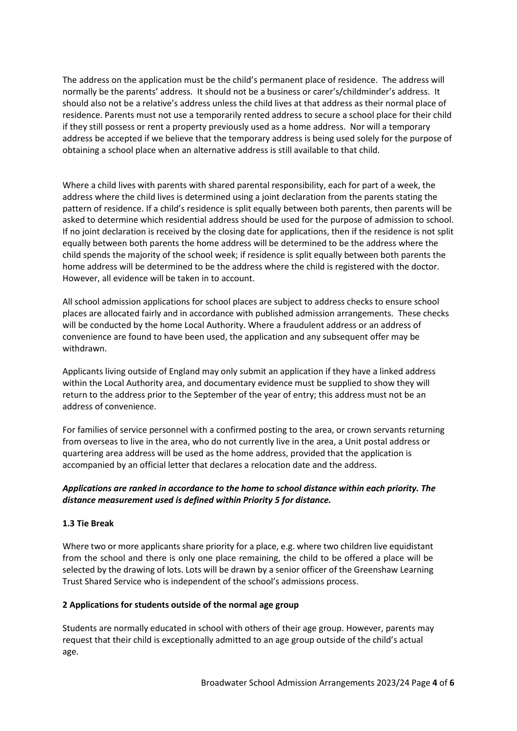The address on the application must be the child's permanent place of residence. The address will normally be the parents' address. It should not be a business or carer's/childminder's address. It should also not be a relative's address unless the child lives at that address as their normal place of residence. Parents must not use a temporarily rented address to secure a school place for their child if they still possess or rent a property previously used as a home address. Nor will a temporary address be accepted if we believe that the temporary address is being used solely for the purpose of obtaining a school place when an alternative address is still available to that child.

Where a child lives with parents with shared parental responsibility, each for part of a week, the address where the child lives is determined using a joint declaration from the parents stating the pattern of residence. If a child's residence is split equally between both parents, then parents will be asked to determine which residential address should be used for the purpose of admission to school. If no joint declaration is received by the closing date for applications, then if the residence is not split equally between both parents the home address will be determined to be the address where the child spends the majority of the school week; if residence is split equally between both parents the home address will be determined to be the address where the child is registered with the doctor. However, all evidence will be taken in to account.

All school admission applications for school places are subject to address checks to ensure school places are allocated fairly and in accordance with published admission arrangements. These checks will be conducted by the home Local Authority. Where a fraudulent address or an address of convenience are found to have been used, the application and any subsequent offer may be withdrawn.

Applicants living outside of England may only submit an application if they have a linked address within the Local Authority area, and documentary evidence must be supplied to show they will return to the address prior to the September of the year of entry; this address must not be an address of convenience.

For families of service personnel with a confirmed posting to the area, or crown servants returning from overseas to live in the area, who do not currently live in the area, a Unit postal address or quartering area address will be used as the home address, provided that the application is accompanied by an official letter that declares a relocation date and the address.

***Applications are ranked in accordance to the home to school distance within each priority. The distance measurement used is defined within Priority 5 for distance.***

**1.3 Tie Break**

Where two or more applicants share priority for a place, e.g. where two children live equidistant from the school and there is only one place remaining, the child to be offered a place will be selected by the drawing of lots. Lots will be drawn by a senior officer of the Greenshaw Learning Trust Shared Service who is independent of the school's admissions process.

**2 Applications for students outside of the normal age group**

Students are normally educated in school with others of their age group. However, parents may request that their child is exceptionally admitted to an age group outside of the child's actual age.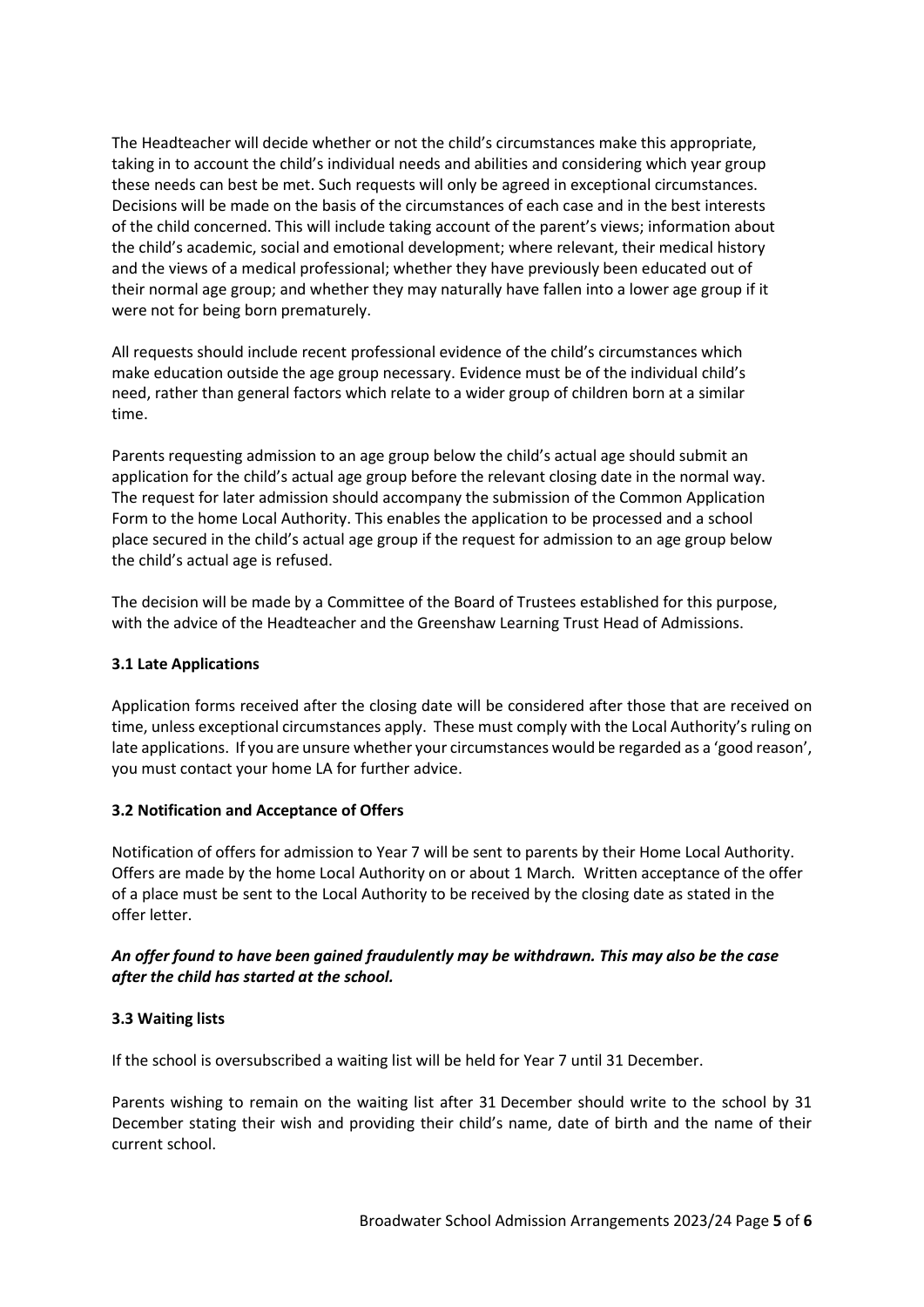The Headteacher will decide whether or not the child's circumstances make this appropriate, taking in to account the child's individual needs and abilities and considering which year group these needs can best be met. Such requests will only be agreed in exceptional circumstances. Decisions will be made on the basis of the circumstances of each case and in the best interests of the child concerned. This will include taking account of the parent's views; information about the child's academic, social and emotional development; where relevant, their medical history and the views of a medical professional; whether they have previously been educated out of their normal age group; and whether they may naturally have fallen into a lower age group if it were not for being born prematurely.

All requests should include recent professional evidence of the child's circumstances which make education outside the age group necessary. Evidence must be of the individual child's need, rather than general factors which relate to a wider group of children born at a similar time.

Parents requesting admission to an age group below the child's actual age should submit an application for the child's actual age group before the relevant closing date in the normal way. The request for later admission should accompany the submission of the Common Application Form to the home Local Authority. This enables the application to be processed and a school place secured in the child's actual age group if the request for admission to an age group below the child's actual age is refused.

The decision will be made by a Committee of the Board of Trustees established for this purpose, with the advice of the Headteacher and the Greenshaw Learning Trust Head of Admissions.

### 3.1 Late Applications

Application forms received after the closing date will be considered after those that are received on time, unless exceptional circumstances apply. These must comply with the Local Authority's ruling on late applications. If you are unsure whether your circumstances would be regarded as a 'good reason', you must contact your home LA for further advice.

### 3.2 Notification and Acceptance of Offers

Notification of offers for admission to Year 7 will be sent to parents by their Home Local Authority. Offers are made by the home Local Authority on or about 1 March. Written acceptance of the offer of a place must be sent to the Local Authority to be received by the closing date as stated in the offer letter.

***An offer found to have been gained fraudulently may be withdrawn. This may also be the case after the child has started at the school.***

### 3.3 Waiting lists

If the school is oversubscribed a waiting list will be held for Year 7 until 31 December.

Parents wishing to remain on the waiting list after 31 December should write to the school by 31 December stating their wish and providing their child's name, date of birth and the name of their current school.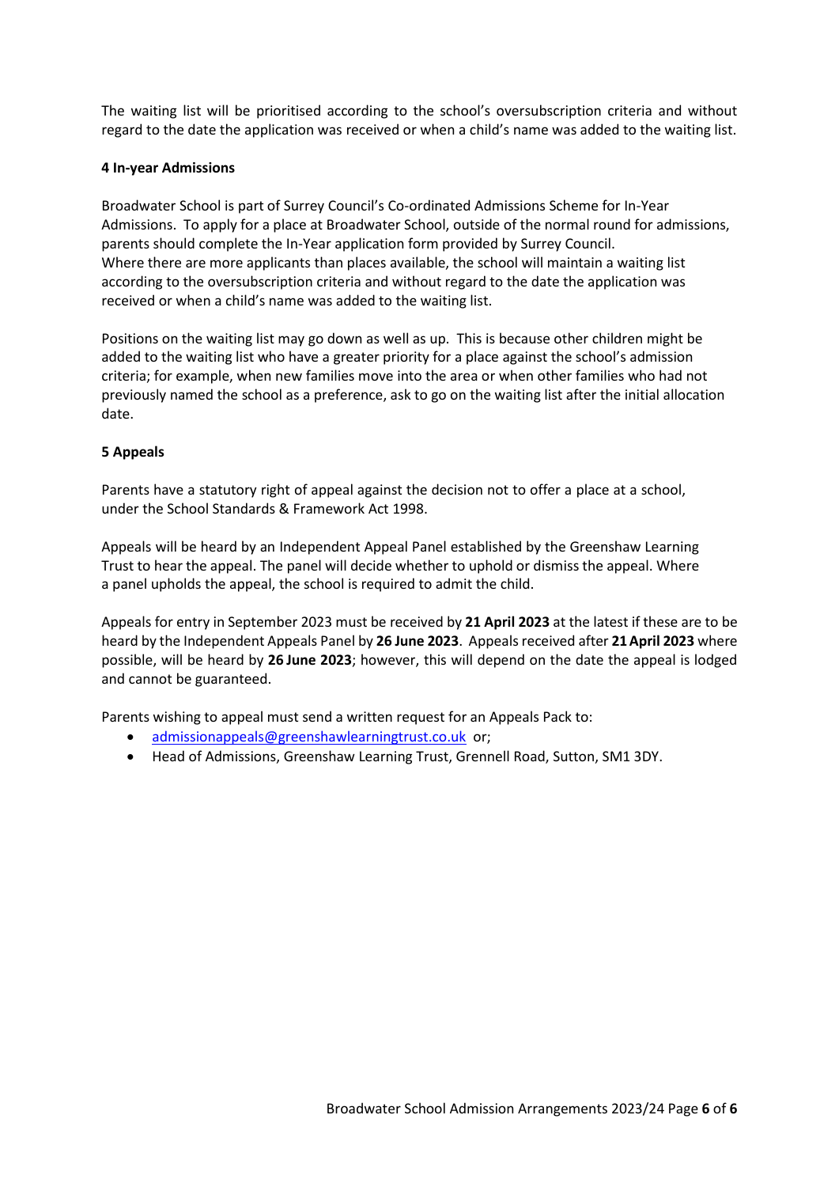The waiting list will be prioritised according to the school's oversubscription criteria and without regard to the date the application was received or when a child's name was added to the waiting list.

### 4 In-year Admissions

Broadwater School is part of Surrey Council's Co-ordinated Admissions Scheme for In-Year Admissions. To apply for a place at Broadwater School, outside of the normal round for admissions, parents should complete the In-Year application form provided by Surrey Council. Where there are more applicants than places available, the school will maintain a waiting list according to the oversubscription criteria and without regard to the date the application was received or when a child's name was added to the waiting list.

Positions on the waiting list may go down as well as up. This is because other children might be added to the waiting list who have a greater priority for a place against the school's admission criteria; for example, when new families move into the area or when other families who had not previously named the school as a preference, ask to go on the waiting list after the initial allocation date.

### 5 Appeals

Parents have a statutory right of appeal against the decision not to offer a place at a school, under the School Standards & Framework Act 1998.

Appeals will be heard by an Independent Appeal Panel established by the Greenshaw Learning Trust to hear the appeal. The panel will decide whether to uphold or dismiss the appeal. Where a panel upholds the appeal, the school is required to admit the child.

Appeals for entry in September 2023 must be received by **21 April 2023** at the latest if these are to be heard by the Independent Appeals Panel by **26 June 2023**. Appeals received after **21 April 2023** where possible, will be heard by **26 June 2023**; however, this will depend on the date the appeal is lodged and cannot be guaranteed.

Parents wishing to appeal must send a written request for an Appeals Pack to:

- admissionappeals@greenshawlearningtrust.co.uk or;
- Head of Admissions, Greenshaw Learning Trust, Grennell Road, Sutton, SM1 3DY.